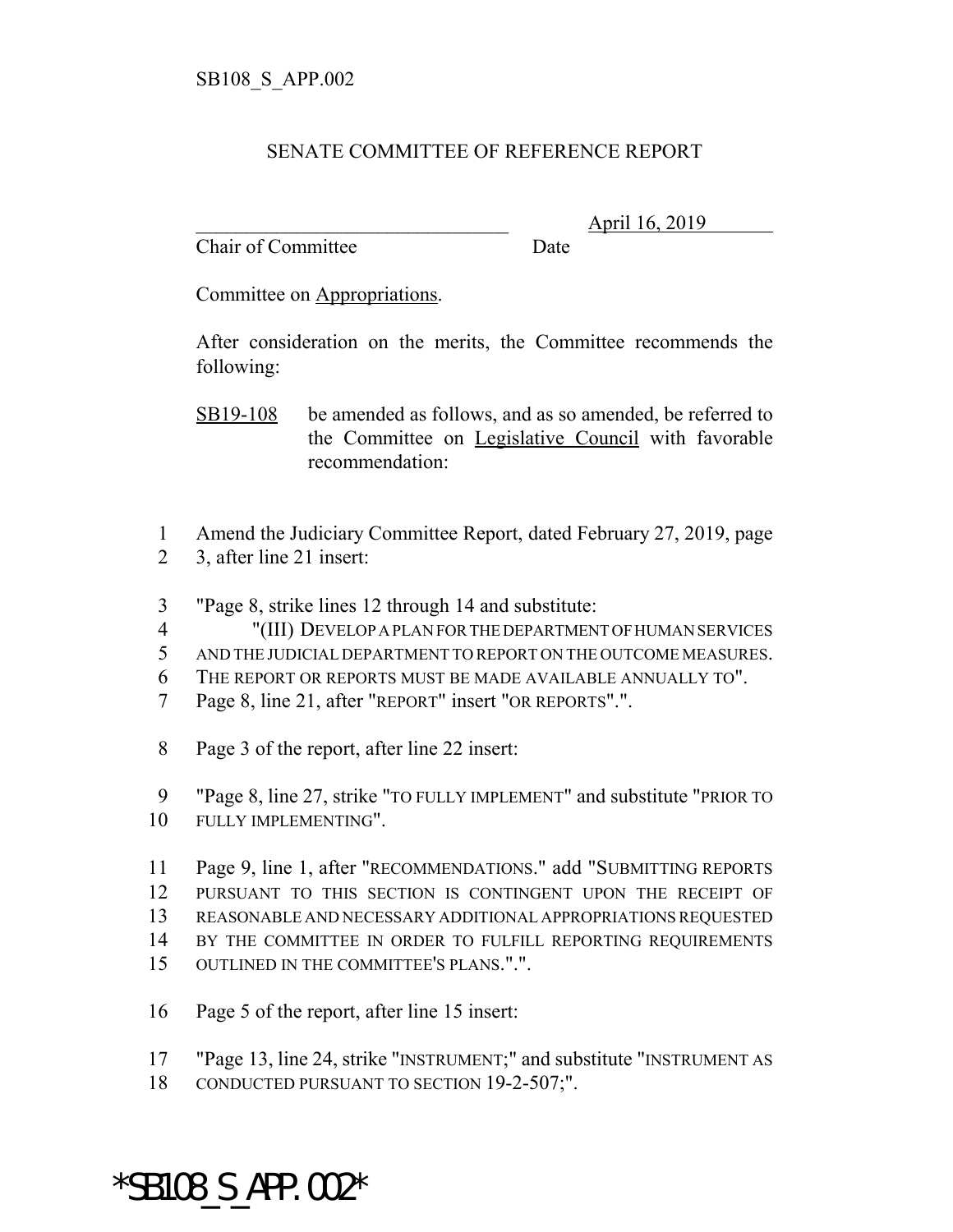SB108_S_APP.002

SENATE COMMITTEE OF REFERENCE REPORT

________________________________ April 16, 2019

Chair of Committee Date

Committee on Appropriations.

After consideration on the merits, the Committee recommends the following:

SB19-108 be amended as follows, and as so amended, be referred to the Committee on Legislative Council with favorable recommendation:

1 Amend the Judiciary Committee Report, dated February 27, 2019, page
2 3, after line 21 insert:

3 "Page 8, strike lines 12 through 14 and substitute:
4 "(III) DEVELOP A PLAN FOR THE DEPARTMENT OF HUMAN SERVICES
5 AND THE JUDICIAL DEPARTMENT TO REPORT ON THE OUTCOME MEASURES.
6 THE REPORT OR REPORTS MUST BE MADE AVAILABLE ANNUALLY TO".
7 Page 8, line 21, after "REPORT" insert "OR REPORTS".".

8 Page 3 of the report, after line 22 insert:

9 "Page 8, line 27, strike "TO FULLY IMPLEMENT" and substitute "PRIOR TO
10 FULLY IMPLEMENTING".

11 Page 9, line 1, after "RECOMMENDATIONS." add "SUBMITTING REPORTS
12 PURSUANT TO THIS SECTION IS CONTINGENT UPON THE RECEIPT OF
13 REASONABLE AND NECESSARY ADDITIONAL APPROPRIATIONS REQUESTED
14 BY THE COMMITTEE IN ORDER TO FULFILL REPORTING REQUIREMENTS
15 OUTLINED IN THE COMMITTEE'S PLANS.".".

16 Page 5 of the report, after line 15 insert:

17 "Page 13, line 24, strike "INSTRUMENT;" and substitute "INSTRUMENT AS
18 CONDUCTED PURSUANT TO SECTION 19-2-507;".

*SB108_S_APP.002*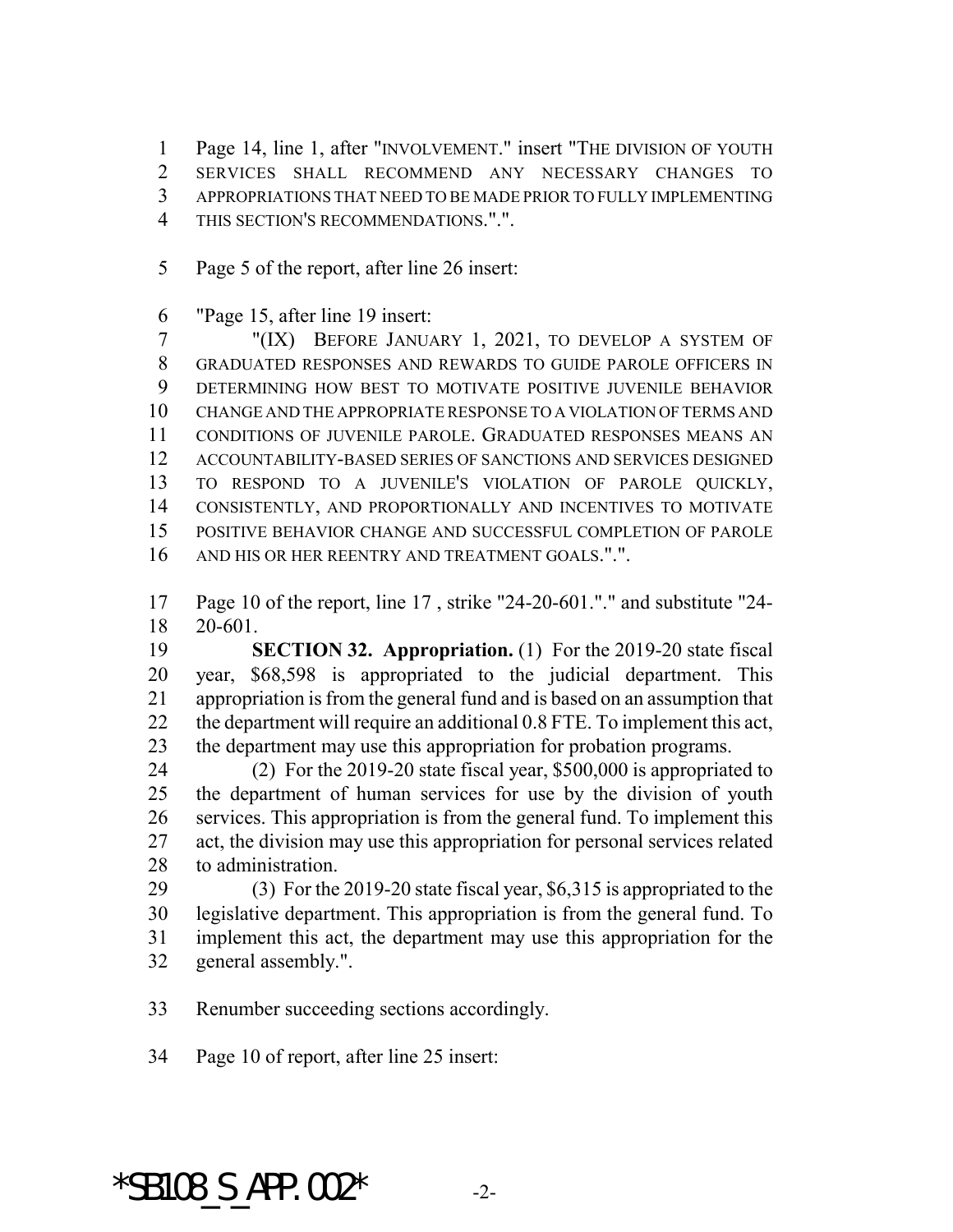Page 14, line 1, after "INVOLVEMENT." insert "THE DIVISION OF YOUTH SERVICES SHALL RECOMMEND ANY NECESSARY CHANGES TO APPROPRIATIONS THAT NEED TO BE MADE PRIOR TO FULLY IMPLEMENTING THIS SECTION'S RECOMMENDATIONS.".".

Page 5 of the report, after line 26 insert:

"Page 15, after line 19 insert:

"(IX) BEFORE JANUARY 1, 2021, TO DEVELOP A SYSTEM OF GRADUATED RESPONSES AND REWARDS TO GUIDE PAROLE OFFICERS IN DETERMINING HOW BEST TO MOTIVATE POSITIVE JUVENILE BEHAVIOR CHANGE AND THE APPROPRIATE RESPONSE TO A VIOLATION OF TERMS AND CONDITIONS OF JUVENILE PAROLE. GRADUATED RESPONSES MEANS AN ACCOUNTABILITY-BASED SERIES OF SANCTIONS AND SERVICES DESIGNED TO RESPOND TO A JUVENILE'S VIOLATION OF PAROLE QUICKLY, CONSISTENTLY, AND PROPORTIONALLY AND INCENTIVES TO MOTIVATE POSITIVE BEHAVIOR CHANGE AND SUCCESSFUL COMPLETION OF PAROLE AND HIS OR HER REENTRY AND TREATMENT GOALS.".".

Page 10 of the report, line 17 , strike "24-20-601."." and substitute "24-20-601.

**SECTION 32. Appropriation.** (1) For the 2019-20 state fiscal year, $68,598 is appropriated to the judicial department. This appropriation is from the general fund and is based on an assumption that the department will require an additional 0.8 FTE. To implement this act, the department may use this appropriation for probation programs.

(2) For the 2019-20 state fiscal year, $500,000 is appropriated to the department of human services for use by the division of youth services. This appropriation is from the general fund. To implement this act, the division may use this appropriation for personal services related to administration.

(3) For the 2019-20 state fiscal year, $6,315 is appropriated to the legislative department. This appropriation is from the general fund. To implement this act, the department may use this appropriation for the general assembly.".

Renumber succeeding sections accordingly.

Page 10 of report, after line 25 insert:

*SB108_S_APP.002*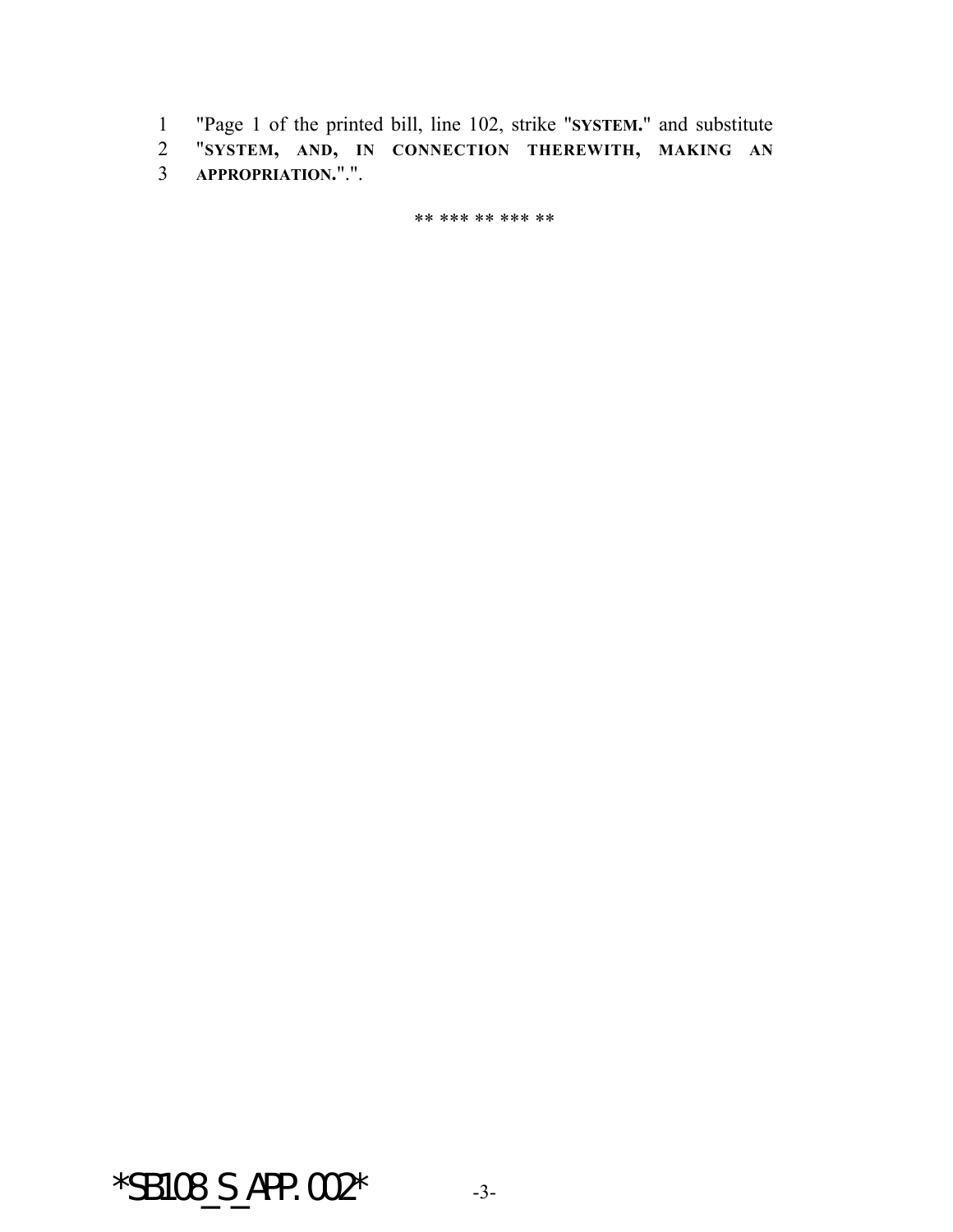1 "Page 1 of the printed bill, line 102, strike "**SYSTEM.**" and substitute
2 "**SYSTEM, AND, IN CONNECTION THEREWITH, MAKING AN**
3 **APPROPRIATION.**".".

** *** ** *** **

*SB108_S_APP.002*